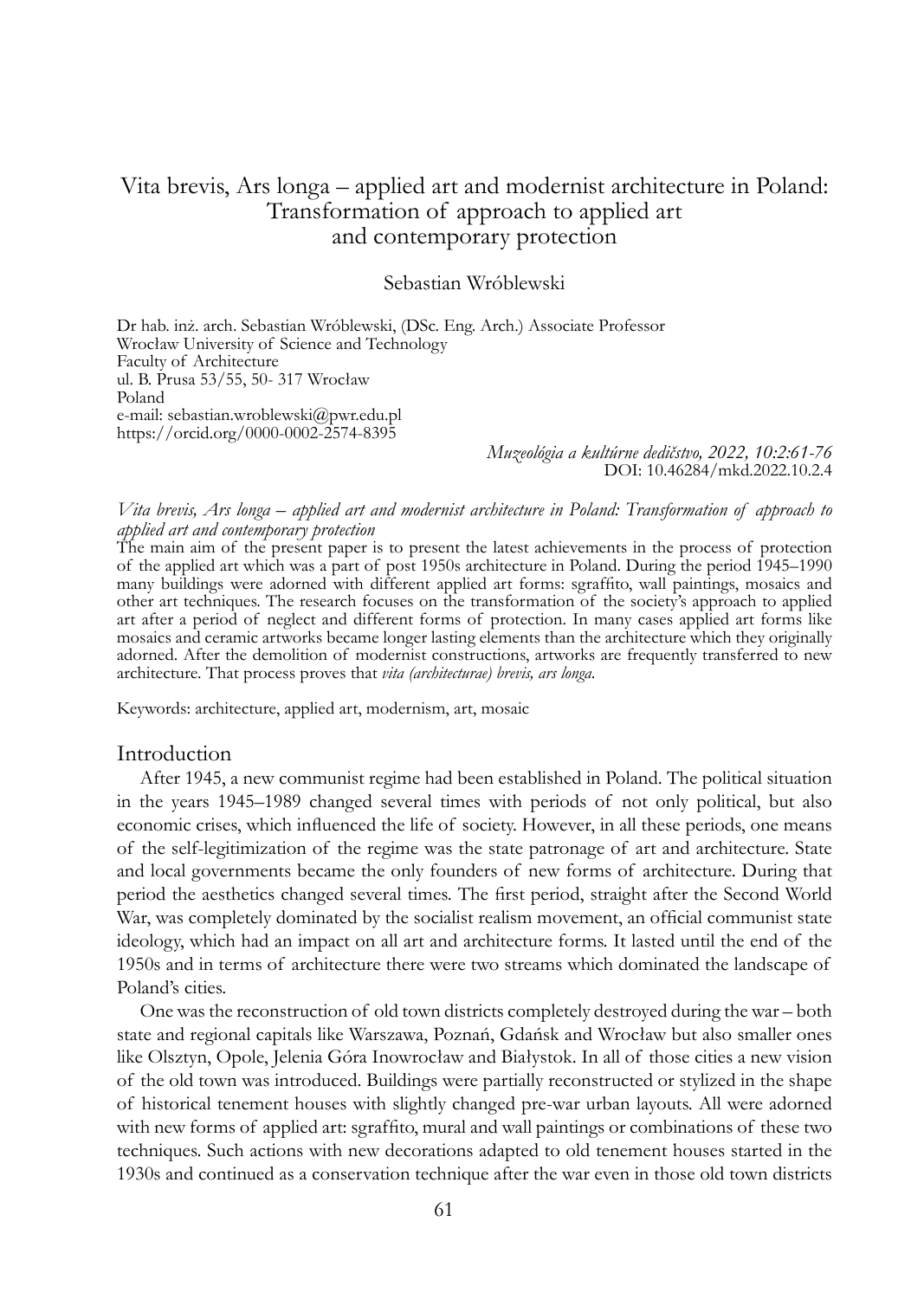# Vita brevis, Ars longa – applied art and modernist architecture in Poland: Transformation of approach to applied art and contemporary protection

Sebastian Wróblewski

Dr hab. inż. arch. Sebastian Wróblewski, (DSc. Eng. Arch.) Associate Professor
Wrocław University of Science and Technology
Faculty of Architecture
ul. B. Prusa 53/55, 50- 317 Wrocław
Poland
e-mail: sebastian.wroblewski@pwr.edu.pl
https://orcid.org/0000-0002-2574-8395

*Muzeológia a kultúrne dedičstvo, 2022, 10:2:61-76*
DOI: 10.46284/mkd.2022.10.2.4

*Vita brevis, Ars longa – applied art and modernist architecture in Poland: Transformation of approach to applied art and contemporary protection*

The main aim of the present paper is to present the latest achievements in the process of protection of the applied art which was a part of post 1950s architecture in Poland. During the period 1945–1990 many buildings were adorned with different applied art forms: sgraffito, wall paintings, mosaics and other art techniques. The research focuses on the transformation of the society's approach to applied art after a period of neglect and different forms of protection. In many cases applied art forms like mosaics and ceramic artworks became longer lasting elements than the architecture which they originally adorned. After the demolition of modernist constructions, artworks are frequently transferred to new architecture. That process proves that *vita (architecturae) brevis, ars longa*.

Keywords: architecture, applied art, modernism, art, mosaic

## Introduction

After 1945, a new communist regime had been established in Poland. The political situation in the years 1945–1989 changed several times with periods of not only political, but also economic crises, which influenced the life of society. However, in all these periods, one means of the self-legitimization of the regime was the state patronage of art and architecture. State and local governments became the only founders of new forms of architecture. During that period the aesthetics changed several times. The first period, straight after the Second World War, was completely dominated by the socialist realism movement, an official communist state ideology, which had an impact on all art and architecture forms. It lasted until the end of the 1950s and in terms of architecture there were two streams which dominated the landscape of Poland's cities.

One was the reconstruction of old town districts completely destroyed during the war – both state and regional capitals like Warszawa, Poznań, Gdańsk and Wrocław but also smaller ones like Olsztyn, Opole, Jelenia Góra Inowrocław and Białystok. In all of those cities a new vision of the old town was introduced. Buildings were partially reconstructed or stylized in the shape of historical tenement houses with slightly changed pre-war urban layouts. All were adorned with new forms of applied art: sgraffito, mural and wall paintings or combinations of these two techniques. Such actions with new decorations adapted to old tenement houses started in the 1930s and continued as a conservation technique after the war even in those old town districts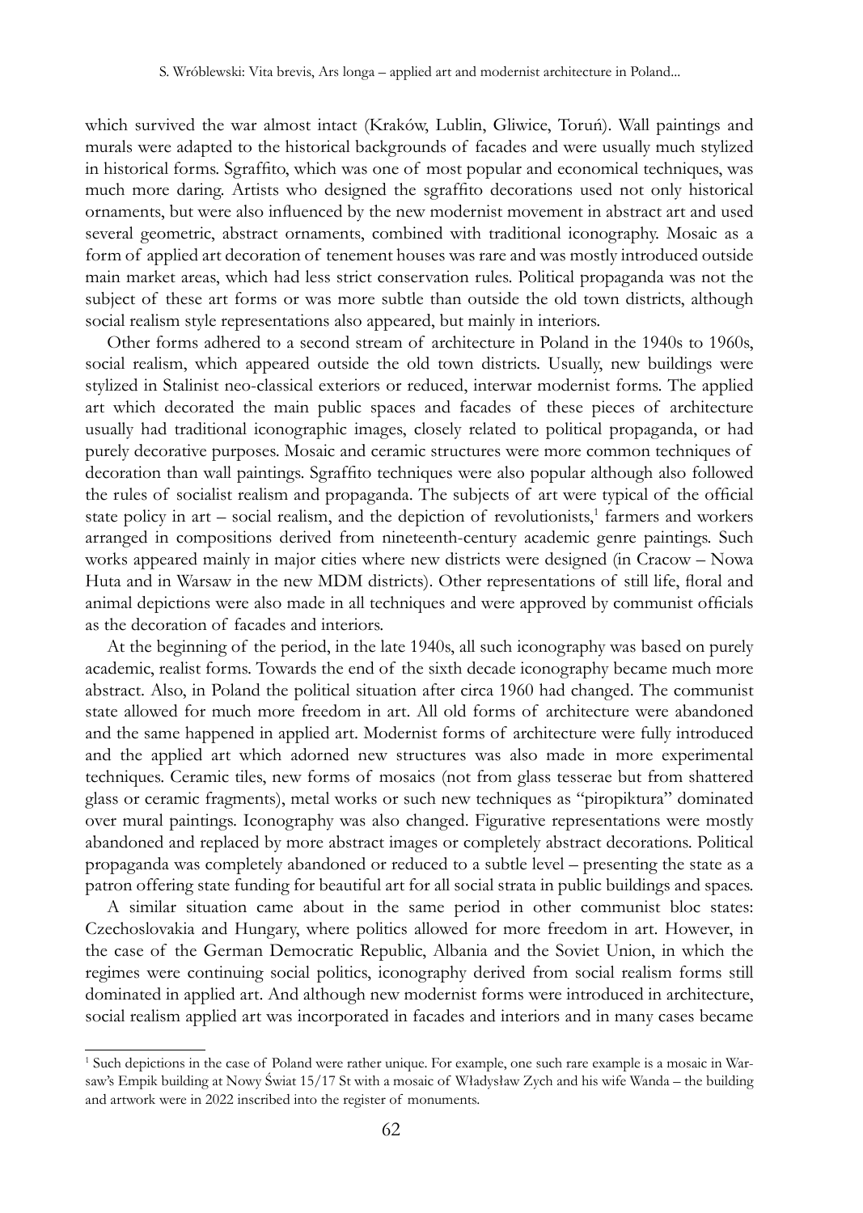which survived the war almost intact (Kraków, Lublin, Gliwice, Toruń). Wall paintings and murals were adapted to the historical backgrounds of facades and were usually much stylized in historical forms. Sgraffito, which was one of most popular and economical techniques, was much more daring. Artists who designed the sgraffito decorations used not only historical ornaments, but were also influenced by the new modernist movement in abstract art and used several geometric, abstract ornaments, combined with traditional iconography. Mosaic as a form of applied art decoration of tenement houses was rare and was mostly introduced outside main market areas, which had less strict conservation rules. Political propaganda was not the subject of these art forms or was more subtle than outside the old town districts, although social realism style representations also appeared, but mainly in interiors.

Other forms adhered to a second stream of architecture in Poland in the 1940s to 1960s, social realism, which appeared outside the old town districts. Usually, new buildings were stylized in Stalinist neo-classical exteriors or reduced, interwar modernist forms. The applied art which decorated the main public spaces and facades of these pieces of architecture usually had traditional iconographic images, closely related to political propaganda, or had purely decorative purposes. Mosaic and ceramic structures were more common techniques of decoration than wall paintings. Sgraffito techniques were also popular although also followed the rules of socialist realism and propaganda. The subjects of art were typical of the official state policy in art – social realism, and the depiction of revolutionists,[1] farmers and workers arranged in compositions derived from nineteenth-century academic genre paintings. Such works appeared mainly in major cities where new districts were designed (in Cracow – Nowa Huta and in Warsaw in the new MDM districts). Other representations of still life, floral and animal depictions were also made in all techniques and were approved by communist officials as the decoration of facades and interiors.

At the beginning of the period, in the late 1940s, all such iconography was based on purely academic, realist forms. Towards the end of the sixth decade iconography became much more abstract. Also, in Poland the political situation after circa 1960 had changed. The communist state allowed for much more freedom in art. All old forms of architecture were abandoned and the same happened in applied art. Modernist forms of architecture were fully introduced and the applied art which adorned new structures was also made in more experimental techniques. Ceramic tiles, new forms of mosaics (not from glass tesserae but from shattered glass or ceramic fragments), metal works or such new techniques as "piropiktura" dominated over mural paintings. Iconography was also changed. Figurative representations were mostly abandoned and replaced by more abstract images or completely abstract decorations. Political propaganda was completely abandoned or reduced to a subtle level – presenting the state as a patron offering state funding for beautiful art for all social strata in public buildings and spaces.

A similar situation came about in the same period in other communist bloc states: Czechoslovakia and Hungary, where politics allowed for more freedom in art. However, in the case of the German Democratic Republic, Albania and the Soviet Union, in which the regimes were continuing social politics, iconography derived from social realism forms still dominated in applied art. And although new modernist forms were introduced in architecture, social realism applied art was incorporated in facades and interiors and in many cases became

---

[1] Such depictions in the case of Poland were rather unique. For example, one such rare example is a mosaic in Warsaw's Empik building at Nowy Świat 15/17 St with a mosaic of Władysław Zych and his wife Wanda – the building and artwork were in 2022 inscribed into the register of monuments.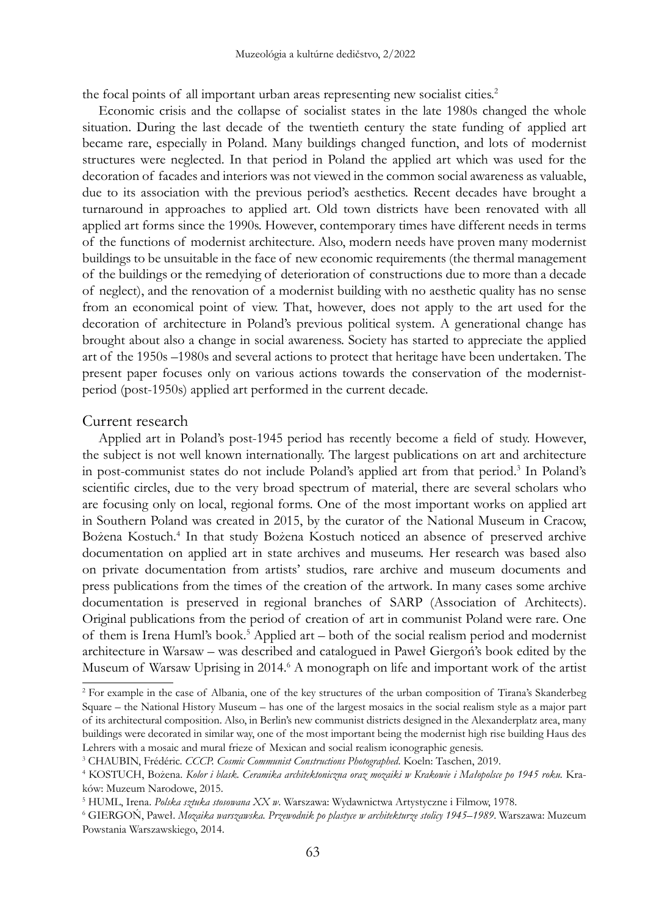the focal points of all important urban areas representing new socialist cities.[2]

Economic crisis and the collapse of socialist states in the late 1980s changed the whole situation. During the last decade of the twentieth century the state funding of applied art became rare, especially in Poland. Many buildings changed function, and lots of modernist structures were neglected. In that period in Poland the applied art which was used for the decoration of facades and interiors was not viewed in the common social awareness as valuable, due to its association with the previous period's aesthetics. Recent decades have brought a turnaround in approaches to applied art. Old town districts have been renovated with all applied art forms since the 1990s. However, contemporary times have different needs in terms of the functions of modernist architecture. Also, modern needs have proven many modernist buildings to be unsuitable in the face of new economic requirements (the thermal management of the buildings or the remedying of deterioration of constructions due to more than a decade of neglect), and the renovation of a modernist building with no aesthetic quality has no sense from an economical point of view. That, however, does not apply to the art used for the decoration of architecture in Poland's previous political system. A generational change has brought about also a change in social awareness. Society has started to appreciate the applied art of the 1950s –1980s and several actions to protect that heritage have been undertaken. The present paper focuses only on various actions towards the conservation of the modernist-period (post-1950s) applied art performed in the current decade.

## Current research

Applied art in Poland's post-1945 period has recently become a field of study. However, the subject is not well known internationally. The largest publications on art and architecture in post-communist states do not include Poland's applied art from that period.[3] In Poland's scientific circles, due to the very broad spectrum of material, there are several scholars who are focusing only on local, regional forms. One of the most important works on applied art in Southern Poland was created in 2015, by the curator of the National Museum in Cracow, Bożena Kostuch.[4] In that study Bożena Kostuch noticed an absence of preserved archive documentation on applied art in state archives and museums. Her research was based also on private documentation from artists' studios, rare archive and museum documents and press publications from the times of the creation of the artwork. In many cases some archive documentation is preserved in regional branches of SARP (Association of Architects). Original publications from the period of creation of art in communist Poland were rare. One of them is Irena Huml's book.[5] Applied art – both of the social realism period and modernist architecture in Warsaw – was described and catalogued in Paweł Giergoń's book edited by the Museum of Warsaw Uprising in 2014.[6] A monograph on life and important work of the artist

---

[2] For example in the case of Albania, one of the key structures of the urban composition of Tirana's Skanderbeg Square – the National History Museum – has one of the largest mosaics in the social realism style as a major part of its architectural composition. Also, in Berlin's new communist districts designed in the Alexanderplatz area, many buildings were decorated in similar way, one of the most important being the modernist high rise building Haus des Lehrers with a mosaic and mural frieze of Mexican and social realism iconographic genesis.

[3] CHAUBIN, Frédéric. *CCCP. Cosmic Communist Constructions Photographed*. Koeln: Taschen, 2019.

[4] KOSTUCH, Bożena. *Kolor i blask. Ceramika architektoniczna oraz mozaiki w Krakowie i Małopolsce po 1945 roku*. Kraków: Muzeum Narodowe, 2015.

[5] HUML, Irena. *Polska sztuka stosowana XX w*. Warszawa: Wydawnictwa Artystyczne i Filmow, 1978.

[6] GIERGOŃ, Paweł. *Mozaika warszawska. Przewodnik po plastyce w architekturze stolicy 1945–1989*. Warszawa: Muzeum Powstania Warszawskiego, 2014.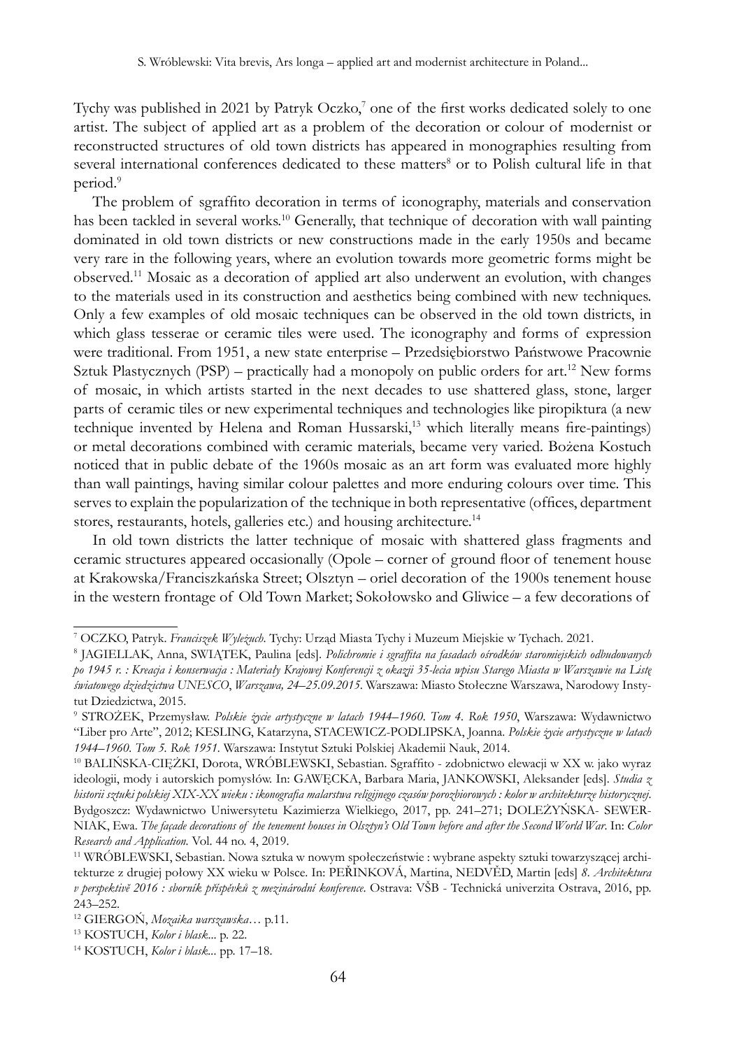Tychy was published in 2021 by Patryk Oczko,[7] one of the first works dedicated solely to one artist. The subject of applied art as a problem of the decoration or colour of modernist or reconstructed structures of old town districts has appeared in monographies resulting from several international conferences dedicated to these matters[8] or to Polish cultural life in that period.[9]

The problem of sgraffito decoration in terms of iconography, materials and conservation has been tackled in several works.[10] Generally, that technique of decoration with wall painting dominated in old town districts or new constructions made in the early 1950s and became very rare in the following years, where an evolution towards more geometric forms might be observed.[11] Mosaic as a decoration of applied art also underwent an evolution, with changes to the materials used in its construction and aesthetics being combined with new techniques. Only a few examples of old mosaic techniques can be observed in the old town districts, in which glass tesserae or ceramic tiles were used. The iconography and forms of expression were traditional. From 1951, a new state enterprise – Przedsiębiorstwo Państwowe Pracownie Sztuk Plastycznych (PSP) – practically had a monopoly on public orders for art.[12] New forms of mosaic, in which artists started in the next decades to use shattered glass, stone, larger parts of ceramic tiles or new experimental techniques and technologies like piropiktura (a new technique invented by Helena and Roman Hussarski,[13] which literally means fire-paintings) or metal decorations combined with ceramic materials, became very varied. Bożena Kostuch noticed that in public debate of the 1960s mosaic as an art form was evaluated more highly than wall paintings, having similar colour palettes and more enduring colours over time. This serves to explain the popularization of the technique in both representative (offices, department stores, restaurants, hotels, galleries etc.) and housing architecture.[14]

In old town districts the latter technique of mosaic with shattered glass fragments and ceramic structures appeared occasionally (Opole – corner of ground floor of tenement house at Krakowska/Franciszkańska Street; Olsztyn – oriel decoration of the 1900s tenement house in the western frontage of Old Town Market; Sokołowsko and Gliwice – a few decorations of

---

[7] OCZKO, Patryk. *Franciszek Wyleżuch*. Tychy: Urząd Miasta Tychy i Muzeum Miejskie w Tychach. 2021.

[8] JAGIELLAK, Anna, SWIĄTEK, Paulina [eds]. *Polichromie i sgraffita na fasadach ośrodków staromiejskich odbudowanych po 1945 r. : Kreacja i konserwacja : Materiały Krajowej Konferencji z okazji 35-lecia wpisu Starego Miasta w Warszawie na Listę światowego dziedzictwa UNESCO, Warszawa, 24–25.09.2015*. Warszawa: Miasto Stołeczne Warszawa, Narodowy Instytut Dziedzictwa, 2015.

[9] STROŻEK, Przemysław. *Polskie życie artystyczne w latach 1944–1960. Tom 4. Rok 1950*, Warszawa: Wydawnictwo "Liber pro Arte", 2012; KESLING, Katarzyna, STACEWICZ-PODLIPSKA, Joanna. *Polskie życie artystyczne w latach 1944–1960. Tom 5. Rok 1951*. Warszawa: Instytut Sztuki Polskiej Akademii Nauk, 2014.

[10] BALIŃSKA-CIĘŻKI, Dorota, WRÓBLEWSKI, Sebastian. Sgraffito - zdobnictwo elewacji w XX w. jako wyraz ideologii, mody i autorskich pomysłów. In: GAWĘCKA, Barbara Maria, JANKOWSKI, Aleksander [eds]. *Studia z historii sztuki polskiej XIX-XX wieku : ikonografia malarstwa religijnego czasów porozbiorowych : kolor w architekturze historycznej*. Bydgoszcz: Wydawnictwo Uniwersytetu Kazimierza Wielkiego, 2017, pp. 241–271; DOLEŻYŃSKA- SEWERNIAK, Ewa. *The façade decorations of the tenement houses in Olsztyn's Old Town before and after the Second World War*. In: *Color Research and Application*. Vol. 44 no. 4, 2019.

[11] WRÓBLEWSKI, Sebastian. Nowa sztuka w nowym społeczeństwie : wybrane aspekty sztuki towarzyszącej architekturze z drugiej połowy XX wieku w Polsce. In: PEŘINKOVÁ, Martina, NEDVĚD, Martin [eds] *8. Architektura v perspektivě 2016 : sborník příspěvků z mezinárodní konference*. Ostrava: VŠB - Technická univerzita Ostrava, 2016, pp. 243–252.

[12] GIERGOŃ, *Mozaika warszawska*… p.11.

[13] KOSTUCH, *Kolor i blask*... p. 22.

[14] KOSTUCH, *Kolor i blask*... pp. 17–18.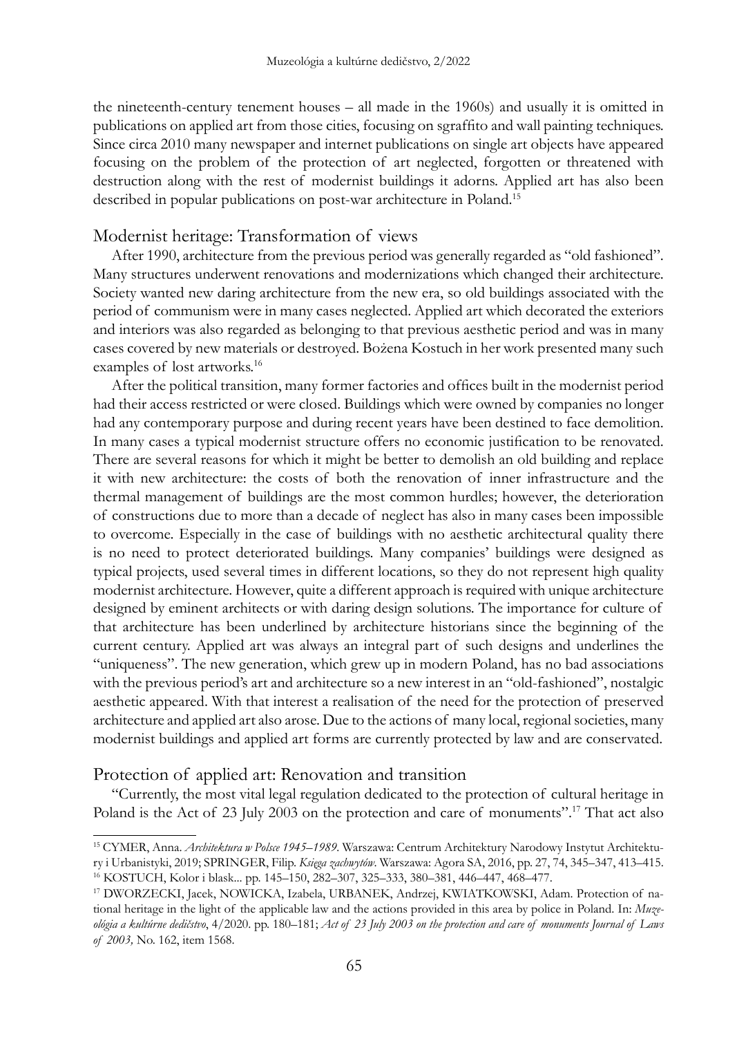the nineteenth-century tenement houses – all made in the 1960s) and usually it is omitted in publications on applied art from those cities, focusing on sgraffito and wall painting techniques. Since circa 2010 many newspaper and internet publications on single art objects have appeared focusing on the problem of the protection of art neglected, forgotten or threatened with destruction along with the rest of modernist buildings it adorns. Applied art has also been described in popular publications on post-war architecture in Poland.[15]

## Modernist heritage: Transformation of views

After 1990, architecture from the previous period was generally regarded as "old fashioned". Many structures underwent renovations and modernizations which changed their architecture. Society wanted new daring architecture from the new era, so old buildings associated with the period of communism were in many cases neglected. Applied art which decorated the exteriors and interiors was also regarded as belonging to that previous aesthetic period and was in many cases covered by new materials or destroyed. Bożena Kostuch in her work presented many such examples of lost artworks.[16]

After the political transition, many former factories and offices built in the modernist period had their access restricted or were closed. Buildings which were owned by companies no longer had any contemporary purpose and during recent years have been destined to face demolition. In many cases a typical modernist structure offers no economic justification to be renovated. There are several reasons for which it might be better to demolish an old building and replace it with new architecture: the costs of both the renovation of inner infrastructure and the thermal management of buildings are the most common hurdles; however, the deterioration of constructions due to more than a decade of neglect has also in many cases been impossible to overcome. Especially in the case of buildings with no aesthetic architectural quality there is no need to protect deteriorated buildings. Many companies' buildings were designed as typical projects, used several times in different locations, so they do not represent high quality modernist architecture. However, quite a different approach is required with unique architecture designed by eminent architects or with daring design solutions. The importance for culture of that architecture has been underlined by architecture historians since the beginning of the current century. Applied art was always an integral part of such designs and underlines the "uniqueness". The new generation, which grew up in modern Poland, has no bad associations with the previous period's art and architecture so a new interest in an "old-fashioned", nostalgic aesthetic appeared. With that interest a realisation of the need for the protection of preserved architecture and applied art also arose. Due to the actions of many local, regional societies, many modernist buildings and applied art forms are currently protected by law and are conservated.

## Protection of applied art: Renovation and transition

"Currently, the most vital legal regulation dedicated to the protection of cultural heritage in Poland is the Act of 23 July 2003 on the protection and care of monuments".[17] That act also

---

[15] CYMER, Anna. *Architektura w Polsce 1945–1989*. Warszawa: Centrum Architektury Narodowy Instytut Architektury i Urbanistyki, 2019; SPRINGER, Filip. *Księga zachwytów*. Warszawa: Agora SA, 2016, pp. 27, 74, 345–347, 413–415.

[16] KOSTUCH, Kolor i blask... pp. 145–150, 282–307, 325–333, 380–381, 446–447, 468–477.

[17] DWORZECKI, Jacek, NOWICKA, Izabela, URBANEK, Andrzej, KWIATKOWSKI, Adam. Protection of national heritage in the light of the applicable law and the actions provided in this area by police in Poland. In: *Muzeológia a kultúrne dedičstvo*, 4/2020. pp. 180–181; *Act of 23 July 2003 on the protection and care of monuments Journal of Laws of 2003,* No. 162, item 1568.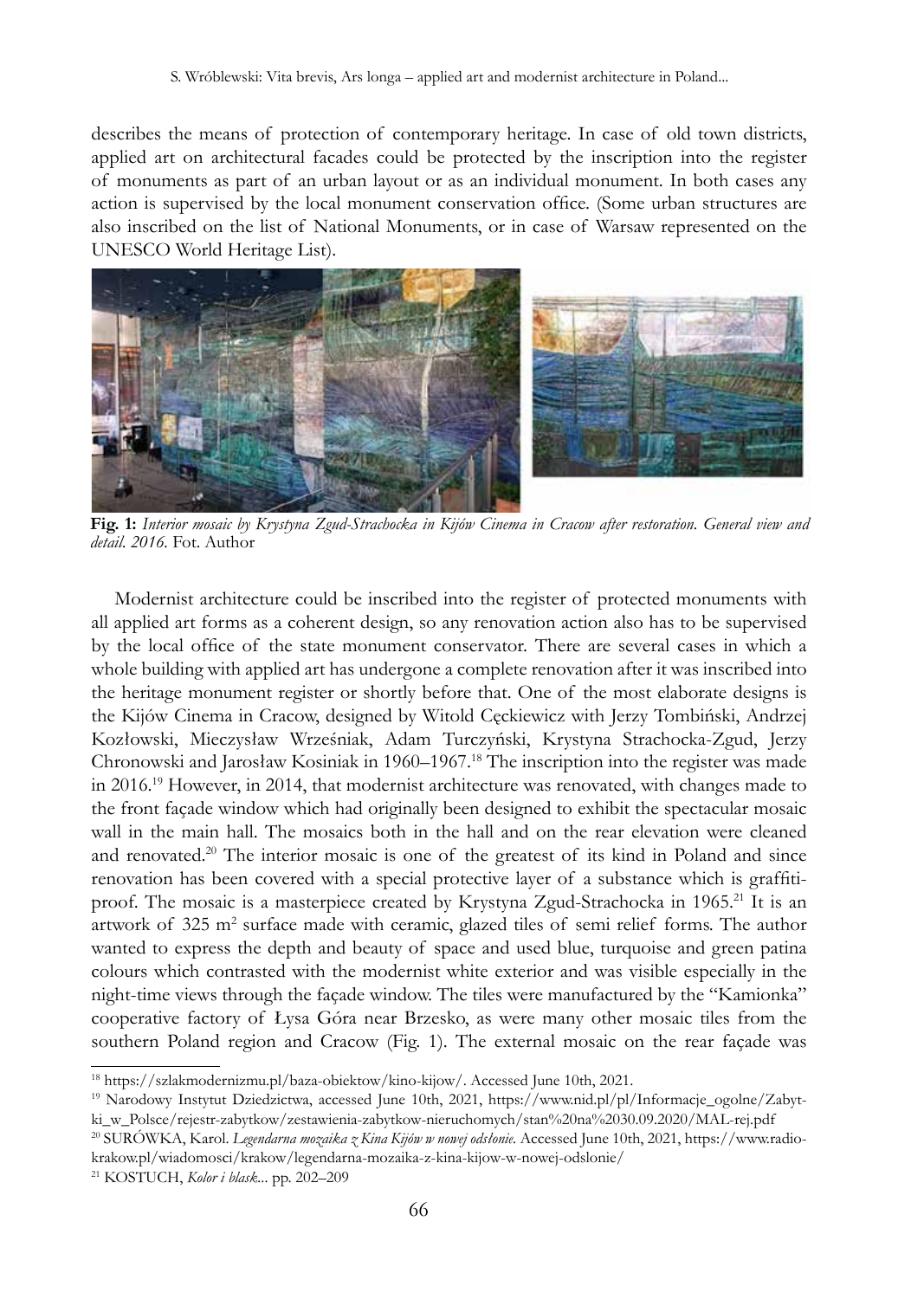describes the means of protection of contemporary heritage. In case of old town districts, applied art on architectural facades could be protected by the inscription into the register of monuments as part of an urban layout or as an individual monument. In both cases any action is supervised by the local monument conservation office. (Some urban structures are also inscribed on the list of National Monuments, or in case of Warsaw represented on the UNESCO World Heritage List).

**Fig. 1:** *Interior mosaic by Krystyna Zgud-Strachocka in Kijów Cinema in Cracow after restoration. General view and detail. 2016.* Fot. Author

Modernist architecture could be inscribed into the register of protected monuments with all applied art forms as a coherent design, so any renovation action also has to be supervised by the local office of the state monument conservator. There are several cases in which a whole building with applied art has undergone a complete renovation after it was inscribed into the heritage monument register or shortly before that. One of the most elaborate designs is the Kijów Cinema in Cracow, designed by Witold Cęckiewicz with Jerzy Tombiński, Andrzej Kozłowski, Mieczysław Wrześniak, Adam Turczyński, Krystyna Strachocka-Zgud, Jerzy Chronowski and Jarosław Kosiniak in 1960–1967.[18] The inscription into the register was made in 2016.[19] However, in 2014, that modernist architecture was renovated, with changes made to the front façade window which had originally been designed to exhibit the spectacular mosaic wall in the main hall. The mosaics both in the hall and on the rear elevation were cleaned and renovated.[20] The interior mosaic is one of the greatest of its kind in Poland and since renovation has been covered with a special protective layer of a substance which is graffiti-proof. The mosaic is a masterpiece created by Krystyna Zgud-Strachocka in 1965.[21] It is an artwork of 325 m$^2$ surface made with ceramic, glazed tiles of semi relief forms. The author wanted to express the depth and beauty of space and used blue, turquoise and green patina colours which contrasted with the modernist white exterior and was visible especially in the night-time views through the façade window. The tiles were manufactured by the "Kamionka" cooperative factory of Łysa Góra near Brzesko, as were many other mosaic tiles from the southern Poland region and Cracow (Fig. 1). The external mosaic on the rear façade was

---

[18] https://szlakmodernizmu.pl/baza-obiektow/kino-kijow/. Accessed June 10th, 2021.

[19] Narodowy Instytut Dziedzictwa, accessed June 10th, 2021, https://www.nid.pl/pl/Informacje_ogolne/Zabytki_w_Polsce/rejestr-zabytkow/zestawienia-zabytkow-nieruchomych/stan%20na%2030.09.2020/MAL-rej.pdf

[20] SURÓWKA, Karol. *Legendarna mozaika z Kina Kijów w nowej odsłonie*. Accessed June 10th, 2021, https://www.radiokrakow.pl/wiadomosci/krakow/legendarna-mozaika-z-kina-kijow-w-nowej-odslonie/

[21] KOSTUCH, *Kolor i blask...* pp. 202–209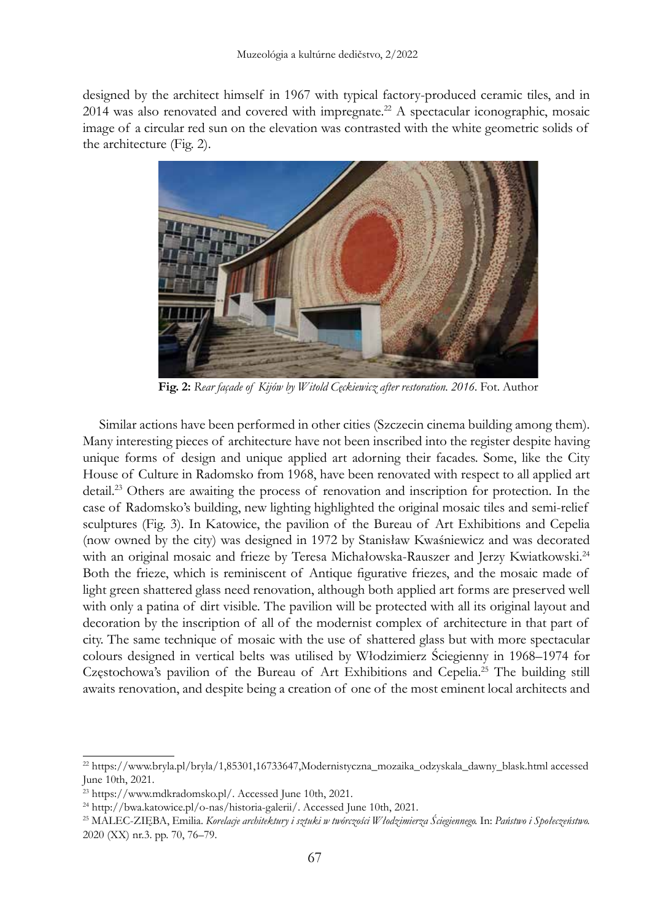designed by the architect himself in 1967 with typical factory-produced ceramic tiles, and in 2014 was also renovated and covered with impregnate.[22] A spectacular iconographic, mosaic image of a circular red sun on the elevation was contrasted with the white geometric solids of the architecture (Fig. 2).

**Fig. 2:** *Rear façade of Kijów by Witold Cęckiewicz after restoration. 2016.* Fot. Author

Similar actions have been performed in other cities (Szczecin cinema building among them). Many interesting pieces of architecture have not been inscribed into the register despite having unique forms of design and unique applied art adorning their facades. Some, like the City House of Culture in Radomsko from 1968, have been renovated with respect to all applied art detail.[23] Others are awaiting the process of renovation and inscription for protection. In the case of Radomsko's building, new lighting highlighted the original mosaic tiles and semi-relief sculptures (Fig. 3). In Katowice, the pavilion of the Bureau of Art Exhibitions and Cepelia (now owned by the city) was designed in 1972 by Stanisław Kwaśniewicz and was decorated with an original mosaic and frieze by Teresa Michałowska-Rauszer and Jerzy Kwiatkowski.[24] Both the frieze, which is reminiscent of Antique figurative friezes, and the mosaic made of light green shattered glass need renovation, although both applied art forms are preserved well with only a patina of dirt visible. The pavilion will be protected with all its original layout and decoration by the inscription of all of the modernist complex of architecture in that part of city. The same technique of mosaic with the use of shattered glass but with more spectacular colours designed in vertical belts was utilised by Włodzimierz Ściegienny in 1968–1974 for Częstochowa's pavilion of the Bureau of Art Exhibitions and Cepelia.[25] The building still awaits renovation, and despite being a creation of one of the most eminent local architects and

---

[22] https://www.bryla.pl/bryla/1,85301,16733647,Modernistyczna_mozaika_odzyskala_dawny_blask.html accessed June 10th, 2021.

[23] https://www.mdkradomsko.pl/. Accessed June 10th, 2021.

[24] http://bwa.katowice.pl/o-nas/historia-galerii/. Accessed June 10th, 2021.

[25] MALEC-ZIĘBA, Emilia. *Korelacje architektury i sztuki w twórczości Włodzimierza Ściegiennego.* In: *Państwo i Społeczeństwo.* 2020 (XX) nr.3. pp. 70, 76–79.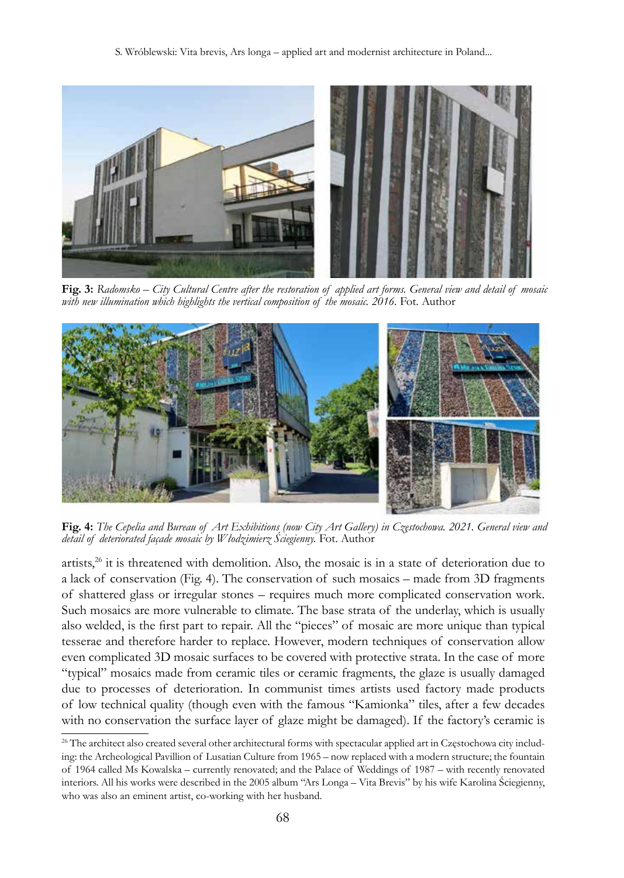**Fig. 3:** *Radomsko – City Cultural Centre after the restoration of applied art forms. General view and detail of mosaic with new illumination which highlights the vertical composition of the mosaic. 2016.* Fot. Author

**Fig. 4:** *The Cepelia and Bureau of Art Exhibitions (now City Art Gallery) in Częstochowa. 2021. General view and detail of deteriorated façade mosaic by Włodzimierz Ściegienny.* Fot. Author

artists,[26] it is threatened with demolition. Also, the mosaic is in a state of deterioration due to a lack of conservation (Fig. 4). The conservation of such mosaics – made from 3D fragments of shattered glass or irregular stones – requires much more complicated conservation work. Such mosaics are more vulnerable to climate. The base strata of the underlay, which is usually also welded, is the first part to repair. All the "pieces" of mosaic are more unique than typical tesserae and therefore harder to replace. However, modern techniques of conservation allow even complicated 3D mosaic surfaces to be covered with protective strata. In the case of more "typical" mosaics made from ceramic tiles or ceramic fragments, the glaze is usually damaged due to processes of deterioration. In communist times artists used factory made products of low technical quality (though even with the famous "Kamionka" tiles, after a few decades with no conservation the surface layer of glaze might be damaged). If the factory's ceramic is

[26] The architect also created several other architectural forms with spectacular applied art in Częstochowa city including: the Archeological Pavillion of Lusatian Culture from 1965 – now replaced with a modern structure; the fountain of 1964 called Ms Kowalska – currently renovated; and the Palace of Weddings of 1987 – with recently renovated interiors. All his works were described in the 2005 album "Ars Longa – Vita Brevis" by his wife Karolina Ściegienny, who was also an eminent artist, co-working with her husband.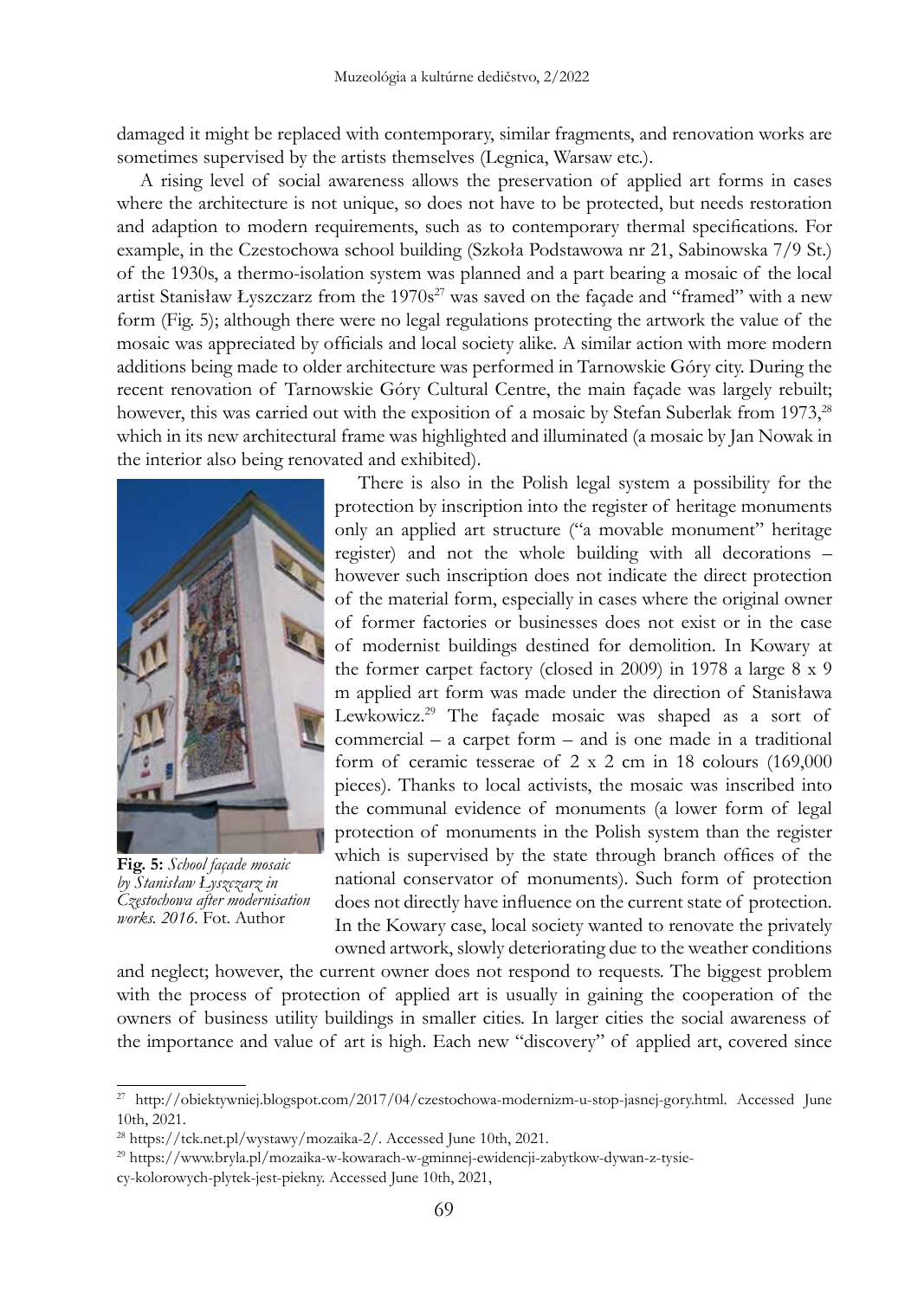damaged it might be replaced with contemporary, similar fragments, and renovation works are sometimes supervised by the artists themselves (Legnica, Warsaw etc.).

A rising level of social awareness allows the preservation of applied art forms in cases where the architecture is not unique, so does not have to be protected, but needs restoration and adaption to modern requirements, such as to contemporary thermal specifications. For example, in the Czestochowa school building (Szkoła Podstawowa nr 21, Sabinowska 7/9 St.) of the 1930s, a thermo-isolation system was planned and a part bearing a mosaic of the local artist Stanisław Łyszczarz from the 1970s[27] was saved on the façade and "framed" with a new form (Fig. 5); although there were no legal regulations protecting the artwork the value of the mosaic was appreciated by officials and local society alike. A similar action with more modern additions being made to older architecture was performed in Tarnowskie Góry city. During the recent renovation of Tarnowskie Góry Cultural Centre, the main façade was largely rebuilt; however, this was carried out with the exposition of a mosaic by Stefan Suberlak from 1973,[28] which in its new architectural frame was highlighted and illuminated (a mosaic by Jan Nowak in the interior also being renovated and exhibited).

**Fig. 5:** *School façade mosaic by Stanisław Łyszczarz in Częstochowa after modernisation works. 2016.* Fot. Author

There is also in the Polish legal system a possibility for the protection by inscription into the register of heritage monuments only an applied art structure ("a movable monument" heritage register) and not the whole building with all decorations – however such inscription does not indicate the direct protection of the material form, especially in cases where the original owner of former factories or businesses does not exist or in the case of modernist buildings destined for demolition. In Kowary at the former carpet factory (closed in 2009) in 1978 a large 8 x 9 m applied art form was made under the direction of Stanisława Lewkowicz.[29] The façade mosaic was shaped as a sort of commercial – a carpet form – and is one made in a traditional form of ceramic tesserae of 2 x 2 cm in 18 colours (169,000 pieces). Thanks to local activists, the mosaic was inscribed into the communal evidence of monuments (a lower form of legal protection of monuments in the Polish system than the register which is supervised by the state through branch offices of the national conservator of monuments). Such form of protection does not directly have influence on the current state of protection. In the Kowary case, local society wanted to renovate the privately owned artwork, slowly deteriorating due to the weather conditions and neglect; however, the current owner does not respond to requests. The biggest problem with the process of protection of applied art is usually in gaining the cooperation of the owners of business utility buildings in smaller cities. In larger cities the social awareness of the importance and value of art is high. Each new "discovery" of applied art, covered since

---

[27] http://obiektywniej.blogspot.com/2017/04/czestochowa-modernizm-u-stop-jasnej-gory.html. Accessed June 10th, 2021.

[28] https://tck.net.pl/wystawy/mozaika-2/. Accessed June 10th, 2021.

[29] https://www.bryla.pl/mozaika-w-kowarach-w-gminnej-ewidencji-zabytkow-dywan-z-tysiecy-kolorowych-plytek-jest-piekny. Accessed June 10th, 2021,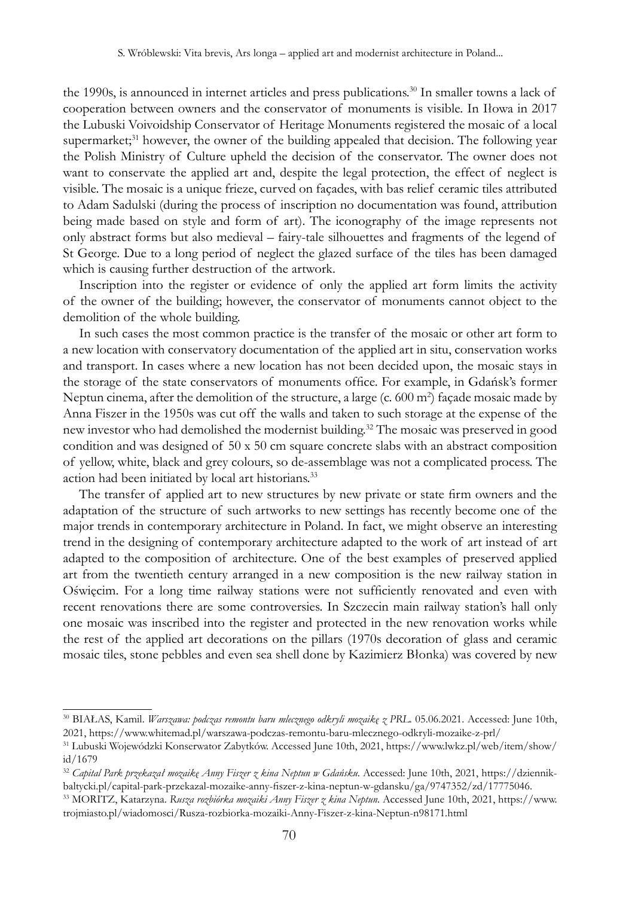the 1990s, is announced in internet articles and press publications.[30] In smaller towns a lack of cooperation between owners and the conservator of monuments is visible. In Iłowa in 2017 the Lubuski Voivoidship Conservator of Heritage Monuments registered the mosaic of a local supermarket;[31] however, the owner of the building appealed that decision. The following year the Polish Ministry of Culture upheld the decision of the conservator. The owner does not want to conservate the applied art and, despite the legal protection, the effect of neglect is visible. The mosaic is a unique frieze, curved on façades, with bas relief ceramic tiles attributed to Adam Sadulski (during the process of inscription no documentation was found, attribution being made based on style and form of art). The iconography of the image represents not only abstract forms but also medieval – fairy-tale silhouettes and fragments of the legend of St George. Due to a long period of neglect the glazed surface of the tiles has been damaged which is causing further destruction of the artwork.

Inscription into the register or evidence of only the applied art form limits the activity of the owner of the building; however, the conservator of monuments cannot object to the demolition of the whole building.

In such cases the most common practice is the transfer of the mosaic or other art form to a new location with conservatory documentation of the applied art in situ, conservation works and transport. In cases where a new location has not been decided upon, the mosaic stays in the storage of the state conservators of monuments office. For example, in Gdańsk's former Neptun cinema, after the demolition of the structure, a large (c. 600 m$^2$) façade mosaic made by Anna Fiszer in the 1950s was cut off the walls and taken to such storage at the expense of the new investor who had demolished the modernist building.[32] The mosaic was preserved in good condition and was designed of 50 x 50 cm square concrete slabs with an abstract composition of yellow, white, black and grey colours, so de-assemblage was not a complicated process. The action had been initiated by local art historians.[33]

The transfer of applied art to new structures by new private or state firm owners and the adaptation of the structure of such artworks to new settings has recently become one of the major trends in contemporary architecture in Poland. In fact, we might observe an interesting trend in the designing of contemporary architecture adapted to the work of art instead of art adapted to the composition of architecture. One of the best examples of preserved applied art from the twentieth century arranged in a new composition is the new railway station in Oświęcim. For a long time railway stations were not sufficiently renovated and even with recent renovations there are some controversies. In Szczecin main railway station's hall only one mosaic was inscribed into the register and protected in the new renovation works while the rest of the applied art decorations on the pillars (1970s decoration of glass and ceramic mosaic tiles, stone pebbles and even sea shell done by Kazimierz Błonka) was covered by new

---

[30] BIAŁAS, Kamil. *Warszawa: podczas remontu baru mlecznego odkryli mozaikę z PRL*. 05.06.2021. Accessed: June 10th, 2021, https://www.whitemad.pl/warszawa-podczas-remontu-baru-mlecznego-odkryli-mozaike-z-prl/

[31] Lubuski Wojewódzki Konserwator Zabytków. Accessed June 10th, 2021, https://www.lwkz.pl/web/item/show/id/1679

[32] *Capital Park przekazał mozaikę Anny Fiszer z kina Neptun w Gdańsku*. Accessed: June 10th, 2021, https://dziennikbaltycki.pl/capital-park-przekazal-mozaike-anny-fiszer-z-kina-neptun-w-gdansku/ga/9747352/zd/17775046.

[33] MORITZ, Katarzyna. *Rusza rozbiórka mozaiki Anny Fiszer z kina Neptun*. Accessed June 10th, 2021, https://www.trojmiasto.pl/wiadomosci/Rusza-rozbiorka-mozaiki-Anny-Fiszer-z-kina-Neptun-n98171.html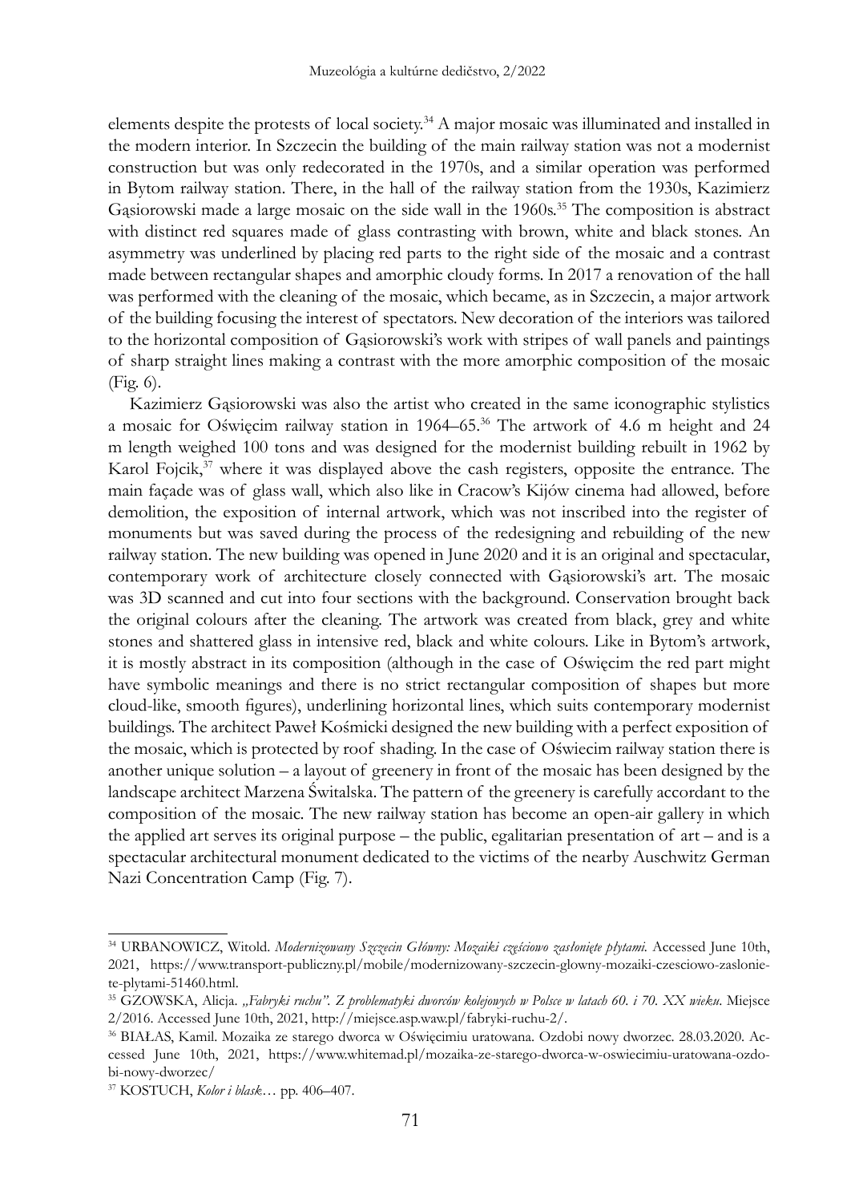elements despite the protests of local society.[34] A major mosaic was illuminated and installed in the modern interior. In Szczecin the building of the main railway station was not a modernist construction but was only redecorated in the 1970s, and a similar operation was performed in Bytom railway station. There, in the hall of the railway station from the 1930s, Kazimierz Gąsiorowski made a large mosaic on the side wall in the 1960s.[35] The composition is abstract with distinct red squares made of glass contrasting with brown, white and black stones. An asymmetry was underlined by placing red parts to the right side of the mosaic and a contrast made between rectangular shapes and amorphic cloudy forms. In 2017 a renovation of the hall was performed with the cleaning of the mosaic, which became, as in Szczecin, a major artwork of the building focusing the interest of spectators. New decoration of the interiors was tailored to the horizontal composition of Gąsiorowski's work with stripes of wall panels and paintings of sharp straight lines making a contrast with the more amorphic composition of the mosaic (Fig. 6).

Kazimierz Gąsiorowski was also the artist who created in the same iconographic stylistics a mosaic for Oświęcim railway station in 1964–65.[36] The artwork of 4.6 m height and 24 m length weighed 100 tons and was designed for the modernist building rebuilt in 1962 by Karol Fojcik,[37] where it was displayed above the cash registers, opposite the entrance. The main façade was of glass wall, which also like in Cracow's Kijów cinema had allowed, before demolition, the exposition of internal artwork, which was not inscribed into the register of monuments but was saved during the process of the redesigning and rebuilding of the new railway station. The new building was opened in June 2020 and it is an original and spectacular, contemporary work of architecture closely connected with Gąsiorowski's art. The mosaic was 3D scanned and cut into four sections with the background. Conservation brought back the original colours after the cleaning. The artwork was created from black, grey and white stones and shattered glass in intensive red, black and white colours. Like in Bytom's artwork, it is mostly abstract in its composition (although in the case of Oświęcim the red part might have symbolic meanings and there is no strict rectangular composition of shapes but more cloud-like, smooth figures), underlining horizontal lines, which suits contemporary modernist buildings. The architect Paweł Kośmicki designed the new building with a perfect exposition of the mosaic, which is protected by roof shading. In the case of Oświecim railway station there is another unique solution – a layout of greenery in front of the mosaic has been designed by the landscape architect Marzena Świtalska. The pattern of the greenery is carefully accordant to the composition of the mosaic. The new railway station has become an open-air gallery in which the applied art serves its original purpose – the public, egalitarian presentation of art – and is a spectacular architectural monument dedicated to the victims of the nearby Auschwitz German Nazi Concentration Camp (Fig. 7).

---

[34] URBANOWICZ, Witold. *Modernizowany Szczecin Główny: Mozaiki częściowo zasłonięte płytami.* Accessed June 10th, 2021, https://www.transport-publiczny.pl/mobile/modernizowany-szczecin-glowny-mozaiki-czesciowo-zasloniete-plytami-51460.html.

[35] GZOWSKA, Alicja. *„Fabryki ruchu". Z problematyki dworców kolejowych w Polsce w latach 60. i 70. XX wieku*. Miejsce 2/2016. Accessed June 10th, 2021, http://miejsce.asp.waw.pl/fabryki-ruchu-2/.

[36] BIAŁAS, Kamil. Mozaika ze starego dworca w Oświęcimiu uratowana. Ozdobi nowy dworzec. 28.03.2020. Accessed June 10th, 2021, https://www.whitemad.pl/mozaika-ze-starego-dworca-w-oswiecimiu-uratowana-ozdobi-nowy-dworzec/

[37] KOSTUCH, *Kolor i blask…* pp. 406–407.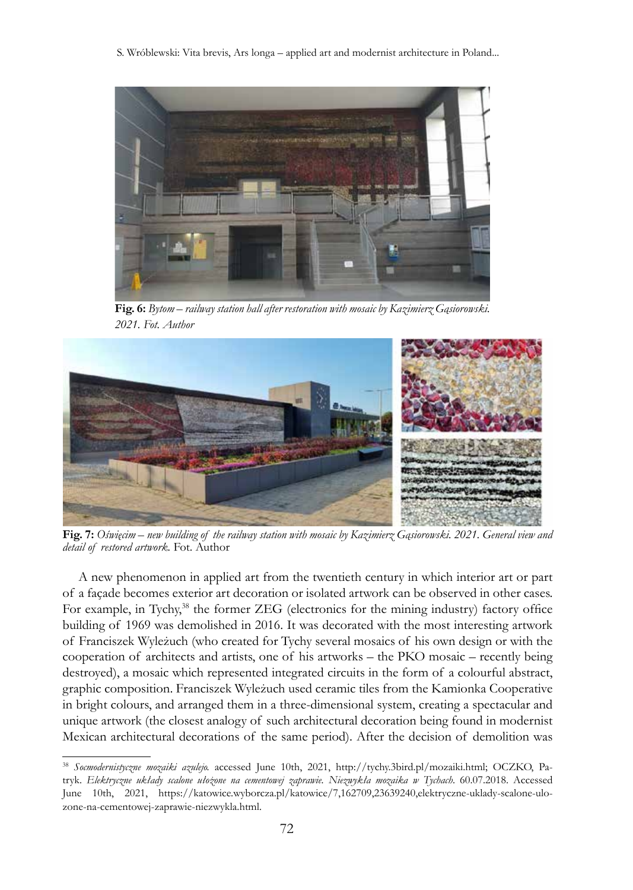**Fig. 6:** *Bytom – railway station hall after restoration with mosaic by Kazimierz Gąsiorowski. 2021. Fot. Author*

**Fig. 7:** *Oświęcim – new building of the railway station with mosaic by Kazimierz Gąsiorowski. 2021. General view and detail of restored artwork.* Fot. Author

A new phenomenon in applied art from the twentieth century in which interior art or part of a façade becomes exterior art decoration or isolated artwork can be observed in other cases. For example, in Tychy,[38] the former ZEG (electronics for the mining industry) factory office building of 1969 was demolished in 2016. It was decorated with the most interesting artwork of Franciszek Wyleżuch (who created for Tychy several mosaics of his own design or with the cooperation of architects and artists, one of his artworks – the PKO mosaic – recently being destroyed), a mosaic which represented integrated circuits in the form of a colourful abstract, graphic composition. Franciszek Wyleżuch used ceramic tiles from the Kamionka Cooperative in bright colours, and arranged them in a three-dimensional system, creating a spectacular and unique artwork (the closest analogy of such architectural decoration being found in modernist Mexican architectural decorations of the same period). After the decision of demolition was

---

[38] *Socmodernistyczne mozaiki azulejo.* accessed June 10th, 2021, http://tychy.3bird.pl/mozaiki.html; OCZKO, Patryk. *Elektryczne układy scalone ułożone na cementowej zaprawie. Niezwykła mozaika w Tychach*. 60.07.2018. Accessed June 10th, 2021, https://katowice.wyborcza.pl/katowice/7,162709,23639240,elektryczne-uklady-scalone-ulozone-na-cementowej-zaprawie-niezwykla.html.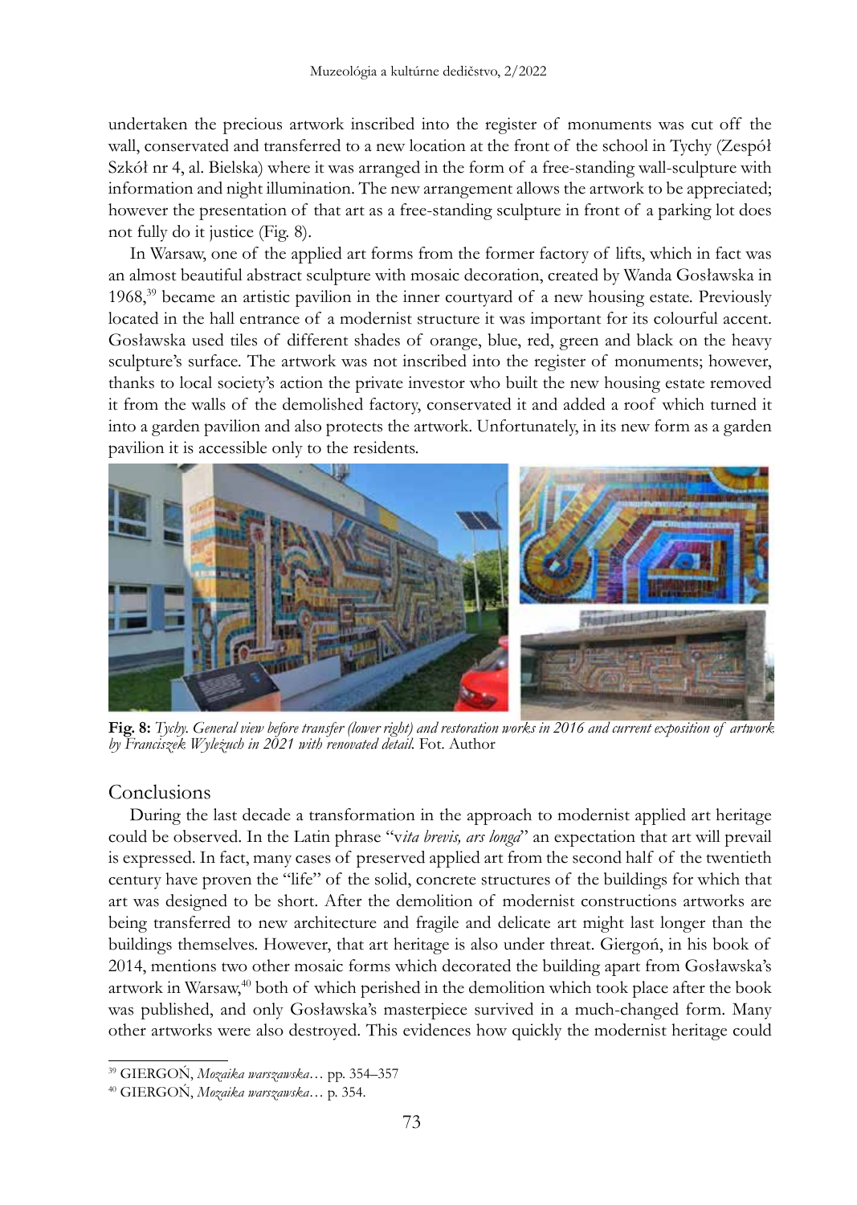undertaken the precious artwork inscribed into the register of monuments was cut off the wall, conservated and transferred to a new location at the front of the school in Tychy (Zespół Szkół nr 4, al. Bielska) where it was arranged in the form of a free-standing wall-sculpture with information and night illumination. The new arrangement allows the artwork to be appreciated; however the presentation of that art as a free-standing sculpture in front of a parking lot does not fully do it justice (Fig. 8).

In Warsaw, one of the applied art forms from the former factory of lifts, which in fact was an almost beautiful abstract sculpture with mosaic decoration, created by Wanda Gosławska in 1968,[39] became an artistic pavilion in the inner courtyard of a new housing estate. Previously located in the hall entrance of a modernist structure it was important for its colourful accent. Gosławska used tiles of different shades of orange, blue, red, green and black on the heavy sculpture's surface. The artwork was not inscribed into the register of monuments; however, thanks to local society's action the private investor who built the new housing estate removed it from the walls of the demolished factory, conservated it and added a roof which turned it into a garden pavilion and also protects the artwork. Unfortunately, in its new form as a garden pavilion it is accessible only to the residents.

**Fig. 8:** *Tychy. General view before transfer (lower right) and restoration works in 2016 and current exposition of artwork by Franciszek Wyleżuch in 2021 with renovated detail.* Fot. Author

## Conclusions

During the last decade a transformation in the approach to modernist applied art heritage could be observed. In the Latin phrase "v*ita brevis, ars longa*" an expectation that art will prevail is expressed. In fact, many cases of preserved applied art from the second half of the twentieth century have proven the "life" of the solid, concrete structures of the buildings for which that art was designed to be short. After the demolition of modernist constructions artworks are being transferred to new architecture and fragile and delicate art might last longer than the buildings themselves. However, that art heritage is also under threat. Giergoń, in his book of 2014, mentions two other mosaic forms which decorated the building apart from Gosławska's artwork in Warsaw,[40] both of which perished in the demolition which took place after the book was published, and only Gosławska's masterpiece survived in a much-changed form. Many other artworks were also destroyed. This evidences how quickly the modernist heritage could

---

[39] GIERGOŃ, *Mozaika warszawska*… pp. 354–357

[40] GIERGOŃ, *Mozaika warszawska*… p. 354.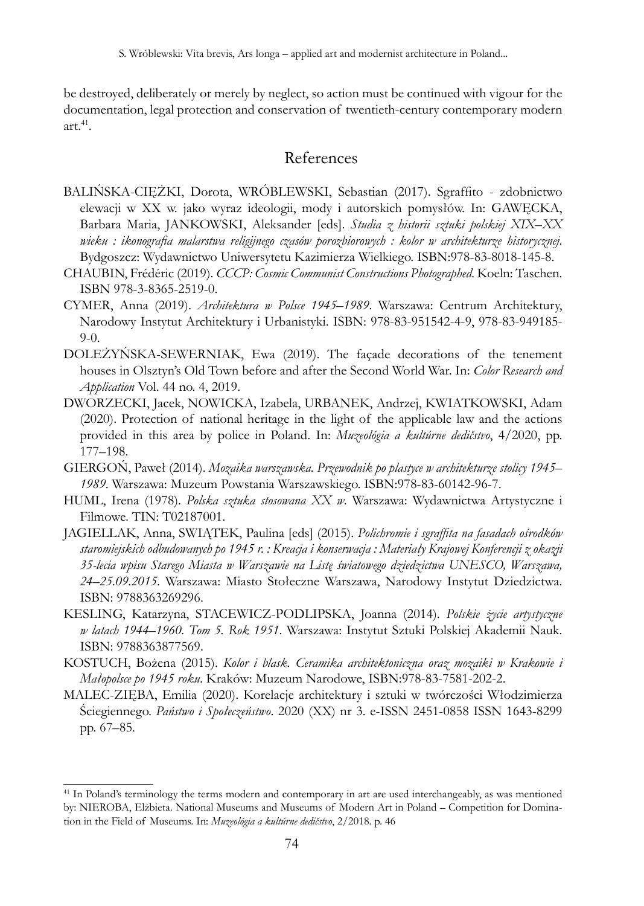be destroyed, deliberately or merely by neglect, so action must be continued with vigour for the documentation, legal protection and conservation of twentieth-century contemporary modern art.[41].

## References

BALIŃSKA-CIĘŻKI, Dorota, WRÓBLEWSKI, Sebastian (2017). Sgraffito - zdobnictwo elewacji w XX w. jako wyraz ideologii, mody i autorskich pomysłów. In: GAWĘCKA, Barbara Maria, JANKOWSKI, Aleksander [eds]. *Studia z historii sztuki polskiej XIX–XX wieku : ikonografia malarstwa religijnego czasów porozbiorowych : kolor w architekturze historycznej*. Bydgoszcz: Wydawnictwo Uniwersytetu Kazimierza Wielkiego. ISBN:978-83-8018-145-8.

CHAUBIN, Frédéric (2019). *CCCP: Cosmic Communist Constructions Photographed*. Koeln: Taschen. ISBN 978-3-8365-2519-0.

CYMER, Anna (2019). *Architektura w Polsce 1945–1989*. Warszawa: Centrum Architektury, Narodowy Instytut Architektury i Urbanistyki. ISBN: 978-83-951542-4-9, 978-83-949185-9-0.

DOLEŻYŃSKA-SEWERNIAK, Ewa (2019). The façade decorations of the tenement houses in Olsztyn's Old Town before and after the Second World War. In: *Color Research and Application* Vol. 44 no. 4, 2019.

DWORZECKI, Jacek, NOWICKA, Izabela, URBANEK, Andrzej, KWIATKOWSKI, Adam (2020). Protection of national heritage in the light of the applicable law and the actions provided in this area by police in Poland. In: *Muzeológia a kultúrne dedičstvo*, 4/2020, pp. 177–198.

GIERGOŃ, Paweł (2014). *Mozaika warszawska. Przewodnik po plastyce w architekturze stolicy 1945–1989*. Warszawa: Muzeum Powstania Warszawskiego. ISBN:978-83-60142-96-7.

HUML, Irena (1978). *Polska sztuka stosowana XX w*. Warszawa: Wydawnictwa Artystyczne i Filmowe. TIN: T02187001.

JAGIELLAK, Anna, SWIĄTEK, Paulina [eds] (2015). *Polichromie i sgraffita na fasadach ośrodków staromiejskich odbudowanych po 1945 r. : Kreacja i konserwacja : Materiały Krajowej Konferencji z okazji 35-lecia wpisu Starego Miasta w Warszawie na Listę światowego dziedzictwa UNESCO, Warszawa, 24–25.09.2015*. Warszawa: Miasto Stołeczne Warszawa, Narodowy Instytut Dziedzictwa. ISBN: 9788363269296.

KESLING, Katarzyna, STACEWICZ-PODLIPSKA, Joanna (2014). *Polskie życie artystyczne w latach 1944–1960. Tom 5. Rok 1951*. Warszawa: Instytut Sztuki Polskiej Akademii Nauk. ISBN: 9788363877569.

KOSTUCH, Bożena (2015). *Kolor i blask. Ceramika architektoniczna oraz mozaiki w Krakowie i Małopolsce po 1945 roku*. Kraków: Muzeum Narodowe, ISBN:978-83-7581-202-2.

MALEC-ZIĘBA, Emilia (2020). Korelacje architektury i sztuki w twórczości Włodzimierza Ściegiennego. *Państwo i Społeczeństwo*. 2020 (XX) nr 3. e-ISSN 2451-0858 ISSN 1643-8299 pp. 67–85.

---

[41] In Poland's terminology the terms modern and contemporary in art are used interchangeably, as was mentioned by: NIEROBA, Elżbieta. National Museums and Museums of Modern Art in Poland – Competition for Domination in the Field of Museums. In: *Muzeológia a kultúrne dedičstvo*, 2/2018. p. 46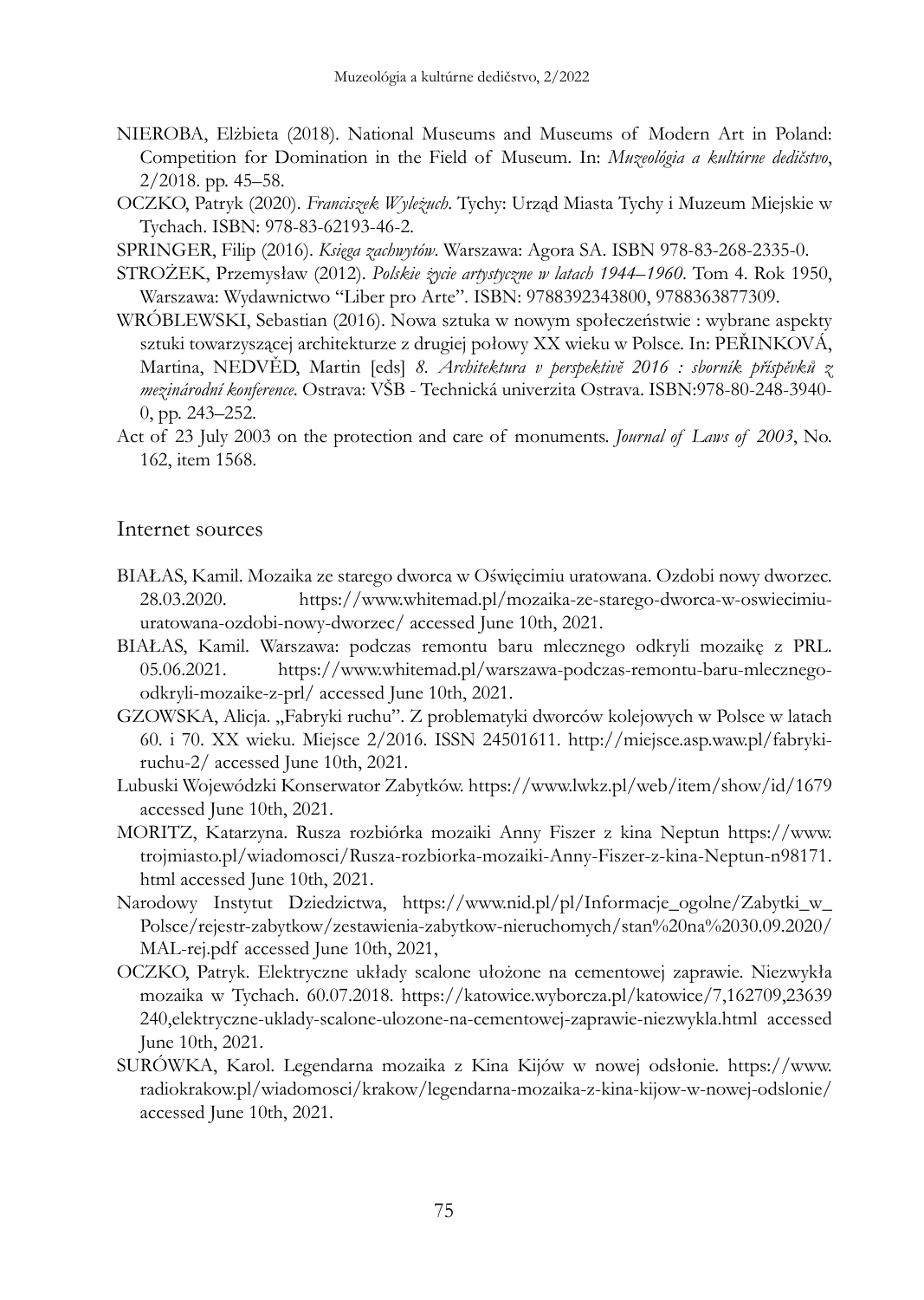NIEROBA, Elżbieta (2018). National Museums and Museums of Modern Art in Poland: Competition for Domination in the Field of Museum. In: *Muzeológia a kultúrne dedičstvo*, 2/2018. pp. 45–58.

OCZKO, Patryk (2020). *Franciszek Wyleżuch*. Tychy: Urząd Miasta Tychy i Muzeum Miejskie w Tychach. ISBN: 978-83-62193-46-2.

SPRINGER, Filip (2016). *Księga zachwytów*. Warszawa: Agora SA. ISBN 978-83-268-2335-0.

STROŻEK, Przemysław (2012). *Polskie życie artystyczne w latach 1944–1960*. Tom 4. Rok 1950, Warszawa: Wydawnictwo "Liber pro Arte". ISBN: 9788392343800, 9788363877309.

WRÓBLEWSKI, Sebastian (2016). Nowa sztuka w nowym społeczeństwie : wybrane aspekty sztuki towarzyszącej architekturze z drugiej połowy XX wieku w Polsce. In: PEŘINKOVÁ, Martina, NEDVĚD, Martin [eds] *8. Architektura v perspektivě 2016 : sborník příspěvků z mezinárodní konference*. Ostrava: VŠB - Technická univerzita Ostrava. ISBN:978-80-248-3940-0, pp. 243–252.

Act of 23 July 2003 on the protection and care of monuments. *Journal of Laws of 2003*, No. 162, item 1568.

## Internet sources

BIAŁAS, Kamil. Mozaika ze starego dworca w Oświęcimiu uratowana. Ozdobi nowy dworzec. 28.03.2020. https://www.whitemad.pl/mozaika-ze-starego-dworca-w-oswiecimiu-uratowana-ozdobi-nowy-dworzec/ accessed June 10th, 2021.

BIAŁAS, Kamil. Warszawa: podczas remontu baru mlecznego odkryli mozaikę z PRL. 05.06.2021. https://www.whitemad.pl/warszawa-podczas-remontu-baru-mlecznego-odkryli-mozaike-z-prl/ accessed June 10th, 2021.

GZOWSKA, Alicja. „Fabryki ruchu". Z problematyki dworców kolejowych w Polsce w latach 60. i 70. XX wieku. Miejsce 2/2016. ISSN 24501611. http://miejsce.asp.waw.pl/fabryki-ruchu-2/ accessed June 10th, 2021.

Lubuski Wojewódzki Konserwator Zabytków. https://www.lwkz.pl/web/item/show/id/1679 accessed June 10th, 2021.

MORITZ, Katarzyna. Rusza rozbiórka mozaiki Anny Fiszer z kina Neptun https://www.trojmiasto.pl/wiadomosci/Rusza-rozbiorka-mozaiki-Anny-Fiszer-z-kina-Neptun-n98171.html accessed June 10th, 2021.

Narodowy Instytut Dziedzictwa, https://www.nid.pl/pl/Informacje_ogolne/Zabytki_w_Polsce/rejestr-zabytkow/zestawienia-zabytkow-nieruchomych/stan%20na%2030.09.2020/MAL-rej.pdf accessed June 10th, 2021,

OCZKO, Patryk. Elektryczne układy scalone ułożone na cementowej zaprawie. Niezwykła mozaika w Tychach. 60.07.2018. https://katowice.wyborcza.pl/katowice/7,162709,23639240,elektryczne-uklady-scalone-ulozone-na-cementowej-zaprawie-niezwykla.html accessed June 10th, 2021.

SURÓWKA, Karol. Legendarna mozaika z Kina Kijów w nowej odsłonie. https://www.radiokrakow.pl/wiadomosci/krakow/legendarna-mozaika-z-kina-kijow-w-nowej-odslonie/ accessed June 10th, 2021.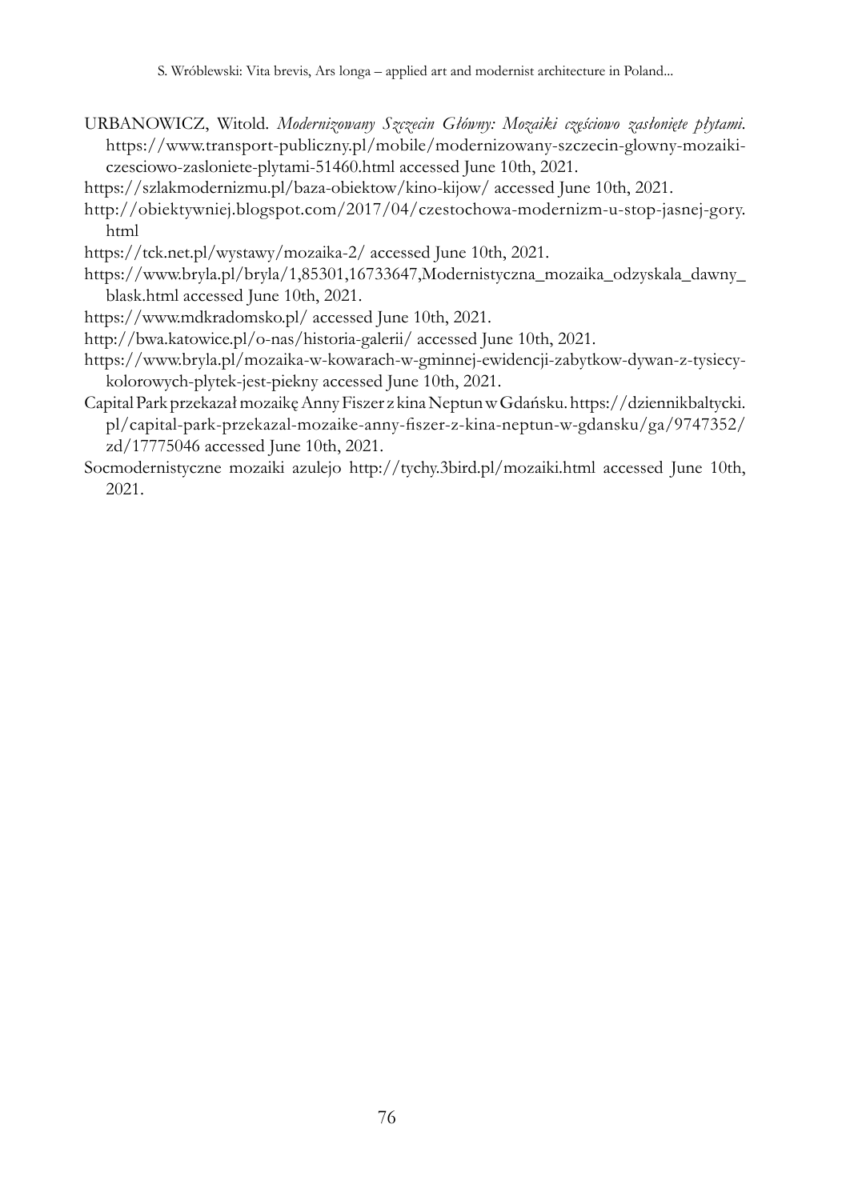URBANOWICZ, Witold. *Modernizowany Szczecin Główny: Mozaiki częściowo zasłonięte płytami*. https://www.transport-publiczny.pl/mobile/modernizowany-szczecin-glowny-mozaiki-czesciowo-zasloniete-plytami-51460.html accessed June 10th, 2021.

https://szlakmodernizmu.pl/baza-obiektow/kino-kijow/ accessed June 10th, 2021.

http://obiektywniej.blogspot.com/2017/04/czestochowa-modernizm-u-stop-jasnej-gory.html

https://tck.net.pl/wystawy/mozaika-2/ accessed June 10th, 2021.

https://www.bryla.pl/bryla/1,85301,16733647,Modernistyczna_mozaika_odzyskala_dawny_blask.html accessed June 10th, 2021.

https://www.mdkradomsko.pl/ accessed June 10th, 2021.

http://bwa.katowice.pl/o-nas/historia-galerii/ accessed June 10th, 2021.

https://www.bryla.pl/mozaika-w-kowarach-w-gminnej-ewidencji-zabytkow-dywan-z-tysiecy-kolorowych-plytek-jest-piekny accessed June 10th, 2021.

Capital Park przekazał mozaikę Anny Fiszer z kina Neptun w Gdańsku. https://dziennikbaltycki.pl/capital-park-przekazal-mozaike-anny-fiszer-z-kina-neptun-w-gdansku/ga/9747352/zd/17775046 accessed June 10th, 2021.

Socmodernistyczne mozaiki azulejo http://tychy.3bird.pl/mozaiki.html accessed June 10th, 2021.